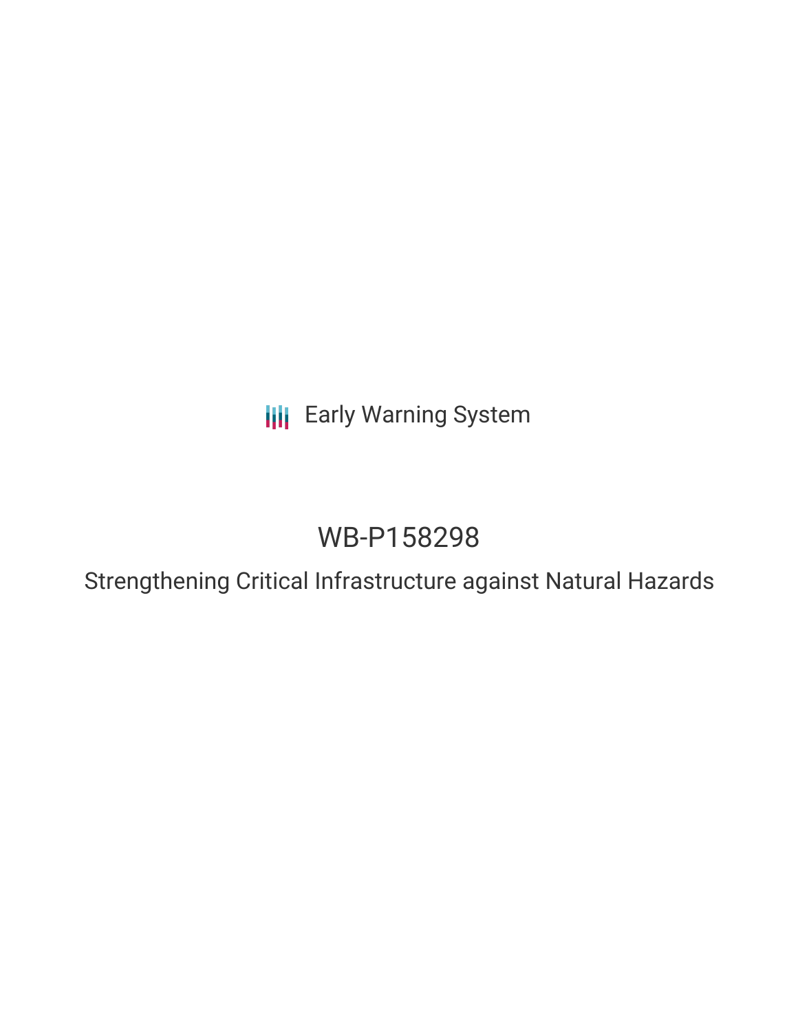Early Warning System

# WB-P158298

## Strengthening Critical Infrastructure against Natural Hazards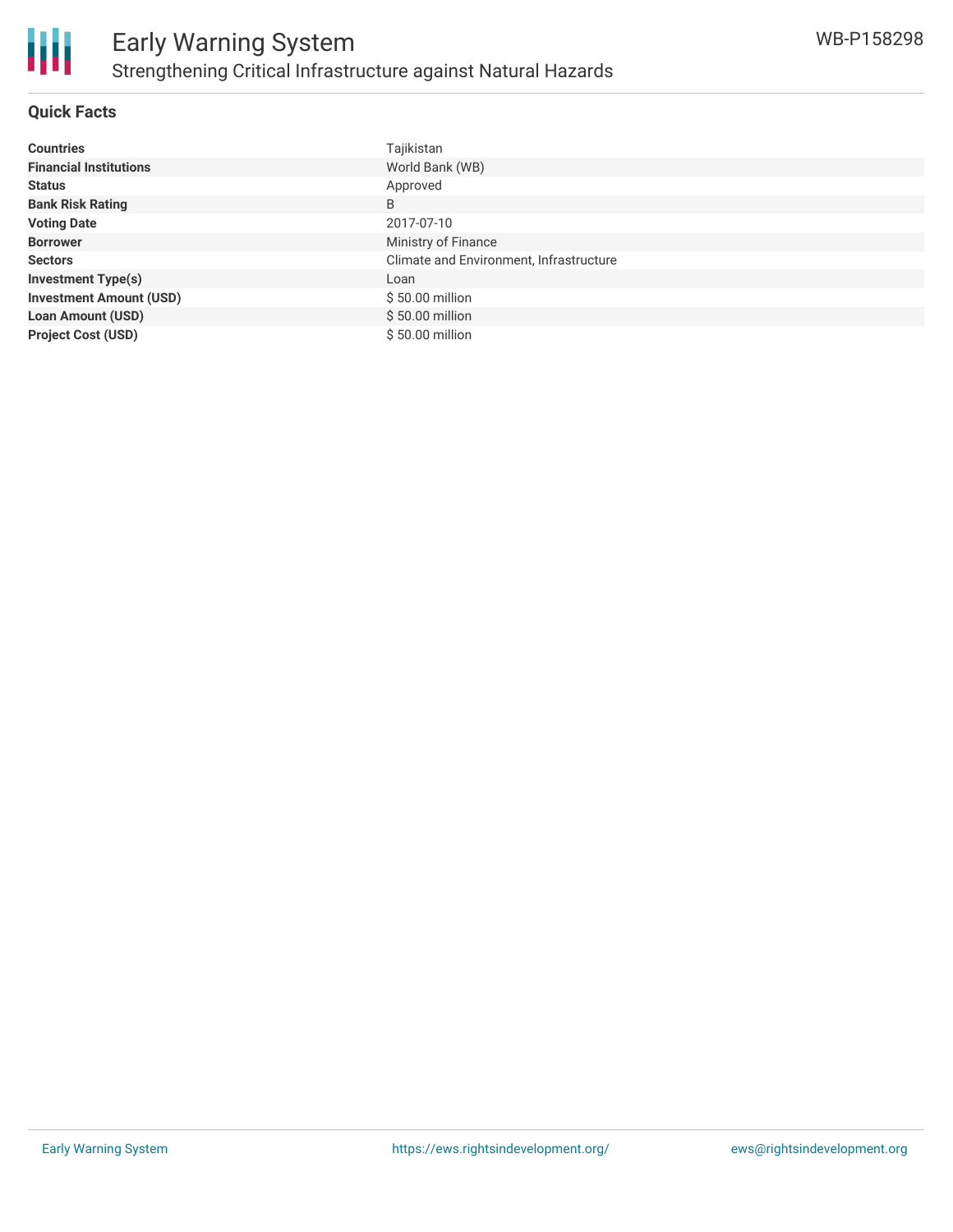## Quick Facts

| | |
|---|---|
| **Countries** | Tajikistan |
| **Financial Institutions** | World Bank (WB) |
| **Status** | Approved |
| **Bank Risk Rating** | B |
| **Voting Date** | 2017-07-10 |
| **Borrower** | Ministry of Finance |
| **Sectors** | Climate and Environment, Infrastructure |
| **Investment Type(s)** | Loan |
| **Investment Amount (USD)** | $ 50.00 million |
| **Loan Amount (USD)** | $ 50.00 million |
| **Project Cost (USD)** | $ 50.00 million |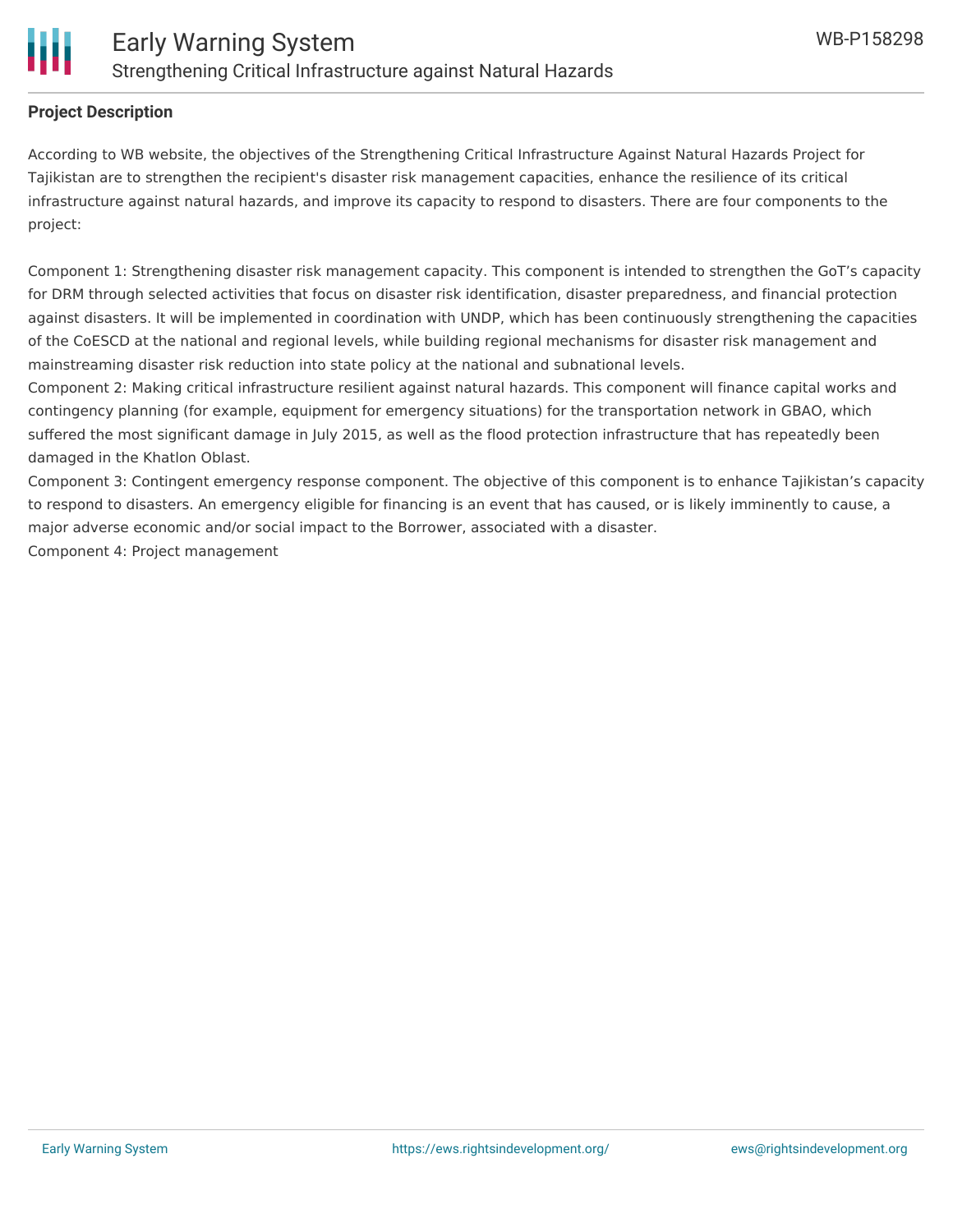## Project Description

According to WB website, the objectives of the Strengthening Critical Infrastructure Against Natural Hazards Project for Tajikistan are to strengthen the recipient's disaster risk management capacities, enhance the resilience of its critical infrastructure against natural hazards, and improve its capacity to respond to disasters. There are four components to the project:

Component 1: Strengthening disaster risk management capacity. This component is intended to strengthen the GoT's capacity for DRM through selected activities that focus on disaster risk identification, disaster preparedness, and financial protection against disasters. It will be implemented in coordination with UNDP, which has been continuously strengthening the capacities of the CoESCD at the national and regional levels, while building regional mechanisms for disaster risk management and mainstreaming disaster risk reduction into state policy at the national and subnational levels.
Component 2: Making critical infrastructure resilient against natural hazards. This component will finance capital works and contingency planning (for example, equipment for emergency situations) for the transportation network in GBAO, which suffered the most significant damage in July 2015, as well as the flood protection infrastructure that has repeatedly been damaged in the Khatlon Oblast.
Component 3: Contingent emergency response component. The objective of this component is to enhance Tajikistan's capacity to respond to disasters. An emergency eligible for financing is an event that has caused, or is likely imminently to cause, a major adverse economic and/or social impact to the Borrower, associated with a disaster.
Component 4: Project management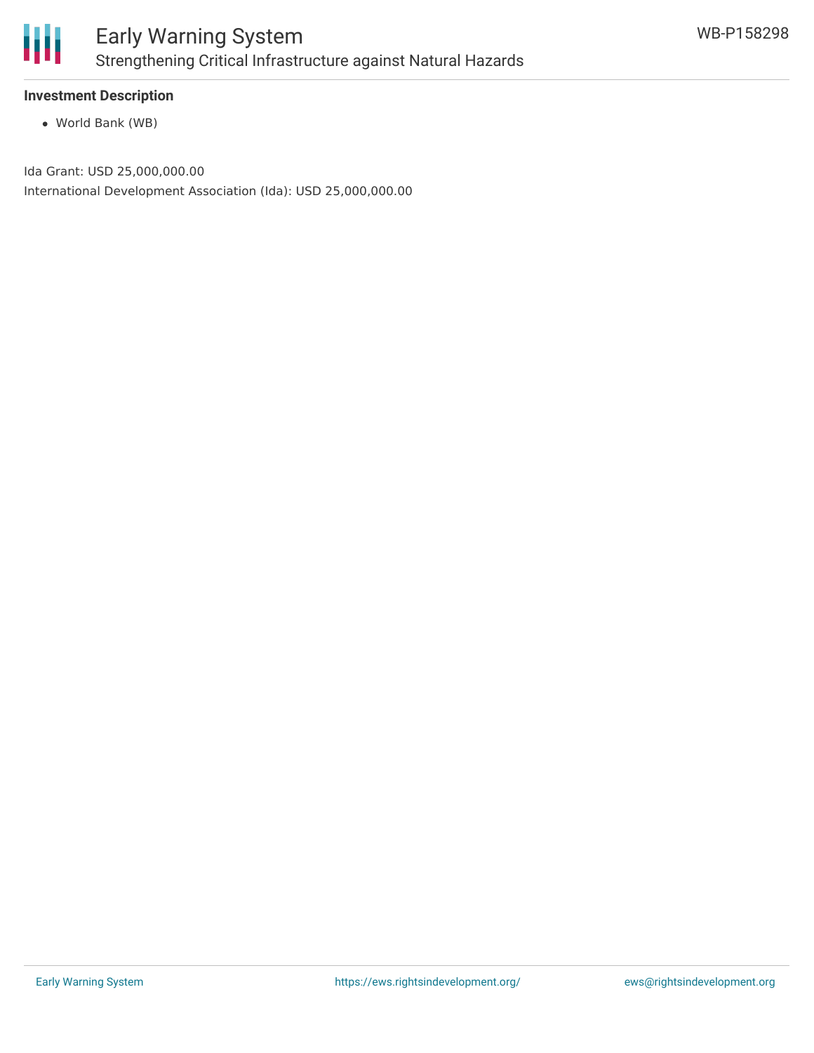**Investment Description**

- World Bank (WB)

Ida Grant: USD 25,000,000.00

International Development Association (Ida): USD 25,000,000.00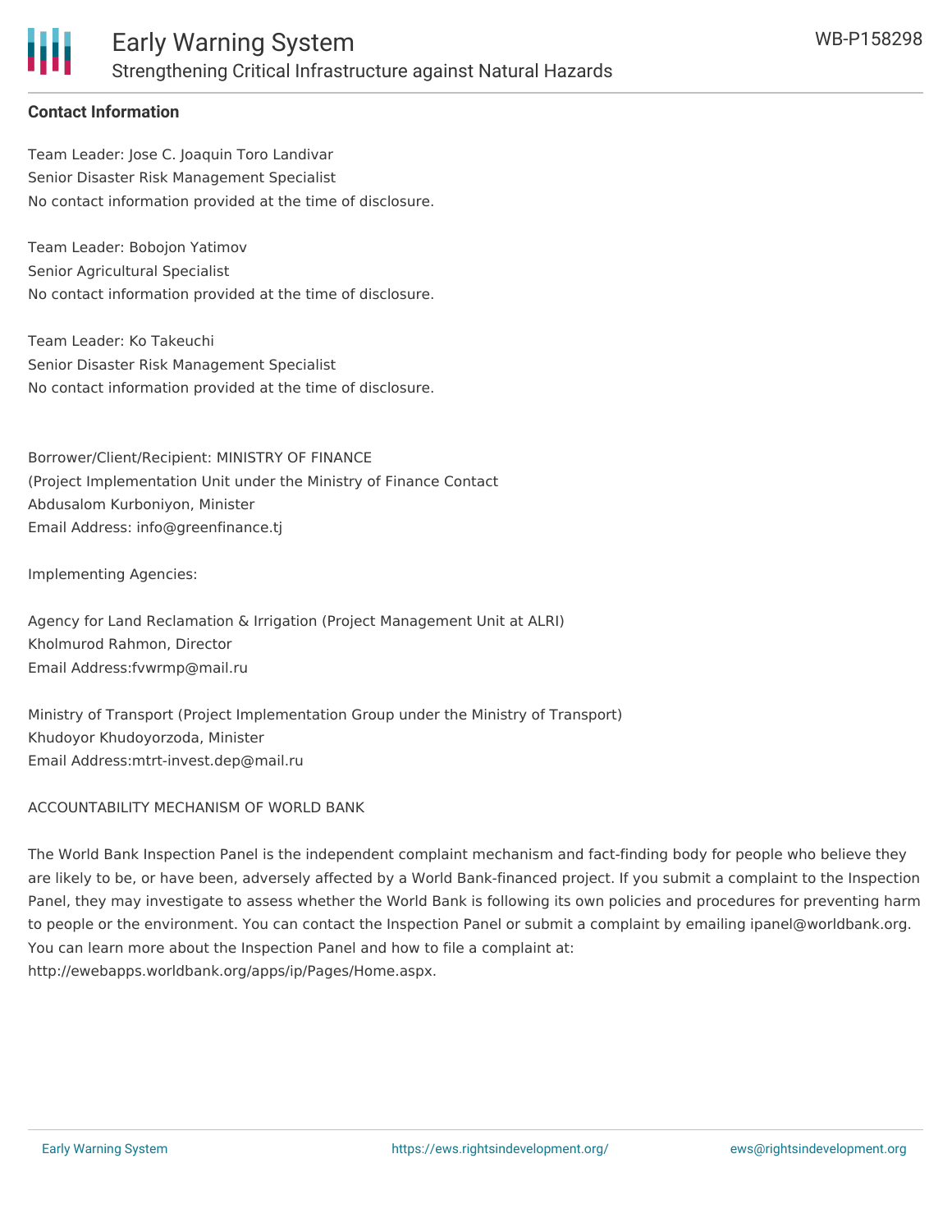**Contact Information**

Team Leader: Jose C. Joaquin Toro Landivar
Senior Disaster Risk Management Specialist
No contact information provided at the time of disclosure.

Team Leader: Bobojon Yatimov
Senior Agricultural Specialist
No contact information provided at the time of disclosure.

Team Leader: Ko Takeuchi
Senior Disaster Risk Management Specialist
No contact information provided at the time of disclosure.

Borrower/Client/Recipient: MINISTRY OF FINANCE
(Project Implementation Unit under the Ministry of Finance Contact
Abdusalom Kurboniyon, Minister
Email Address: info@greenfinance.tj

Implementing Agencies:

Agency for Land Reclamation & Irrigation (Project Management Unit at ALRI)
Kholmurod Rahmon, Director
Email Address:fvwrmp@mail.ru

Ministry of Transport (Project Implementation Group under the Ministry of Transport)
Khudoyor Khudoyorzoda, Minister
Email Address:mtrt-invest.dep@mail.ru

ACCOUNTABILITY MECHANISM OF WORLD BANK

The World Bank Inspection Panel is the independent complaint mechanism and fact-finding body for people who believe they are likely to be, or have been, adversely affected by a World Bank-financed project. If you submit a complaint to the Inspection Panel, they may investigate to assess whether the World Bank is following its own policies and procedures for preventing harm to people or the environment. You can contact the Inspection Panel or submit a complaint by emailing ipanel@worldbank.org. You can learn more about the Inspection Panel and how to file a complaint at: http://ewebapps.worldbank.org/apps/ip/Pages/Home.aspx.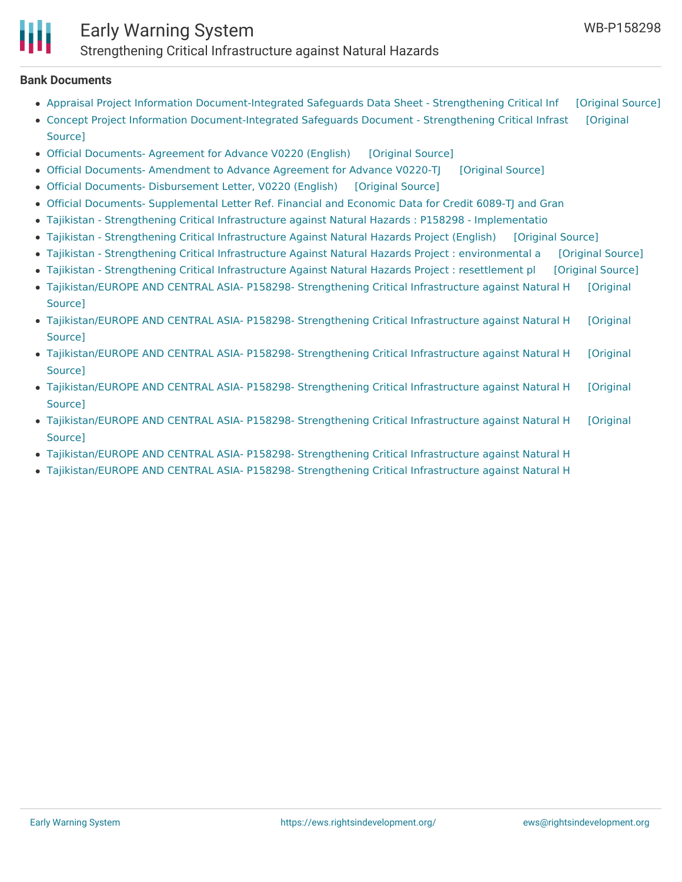### Bank Documents

- Appraisal Project Information Document-Integrated Safeguards Data Sheet - Strengthening Critical Inf [Original Source]
- Concept Project Information Document-Integrated Safeguards Document - Strengthening Critical Infrast [Original Source]
- Official Documents- Agreement for Advance V0220 (English) [Original Source]
- Official Documents- Amendment to Advance Agreement for Advance V0220-TJ [Original Source]
- Official Documents- Disbursement Letter, V0220 (English) [Original Source]
- Official Documents- Supplemental Letter Ref. Financial and Economic Data for Credit 6089-TJ and Gran
- Tajikistan - Strengthening Critical Infrastructure against Natural Hazards : P158298 - Implementatio
- Tajikistan - Strengthening Critical Infrastructure Against Natural Hazards Project (English) [Original Source]
- Tajikistan - Strengthening Critical Infrastructure Against Natural Hazards Project : environmental a [Original Source]
- Tajikistan - Strengthening Critical Infrastructure Against Natural Hazards Project : resettlement pl [Original Source]
- Tajikistan/EUROPE AND CENTRAL ASIA- P158298- Strengthening Critical Infrastructure against Natural H [Original Source]
- Tajikistan/EUROPE AND CENTRAL ASIA- P158298- Strengthening Critical Infrastructure against Natural H [Original Source]
- Tajikistan/EUROPE AND CENTRAL ASIA- P158298- Strengthening Critical Infrastructure against Natural H [Original Source]
- Tajikistan/EUROPE AND CENTRAL ASIA- P158298- Strengthening Critical Infrastructure against Natural H [Original Source]
- Tajikistan/EUROPE AND CENTRAL ASIA- P158298- Strengthening Critical Infrastructure against Natural H [Original Source]
- Tajikistan/EUROPE AND CENTRAL ASIA- P158298- Strengthening Critical Infrastructure against Natural H
- Tajikistan/EUROPE AND CENTRAL ASIA- P158298- Strengthening Critical Infrastructure against Natural H